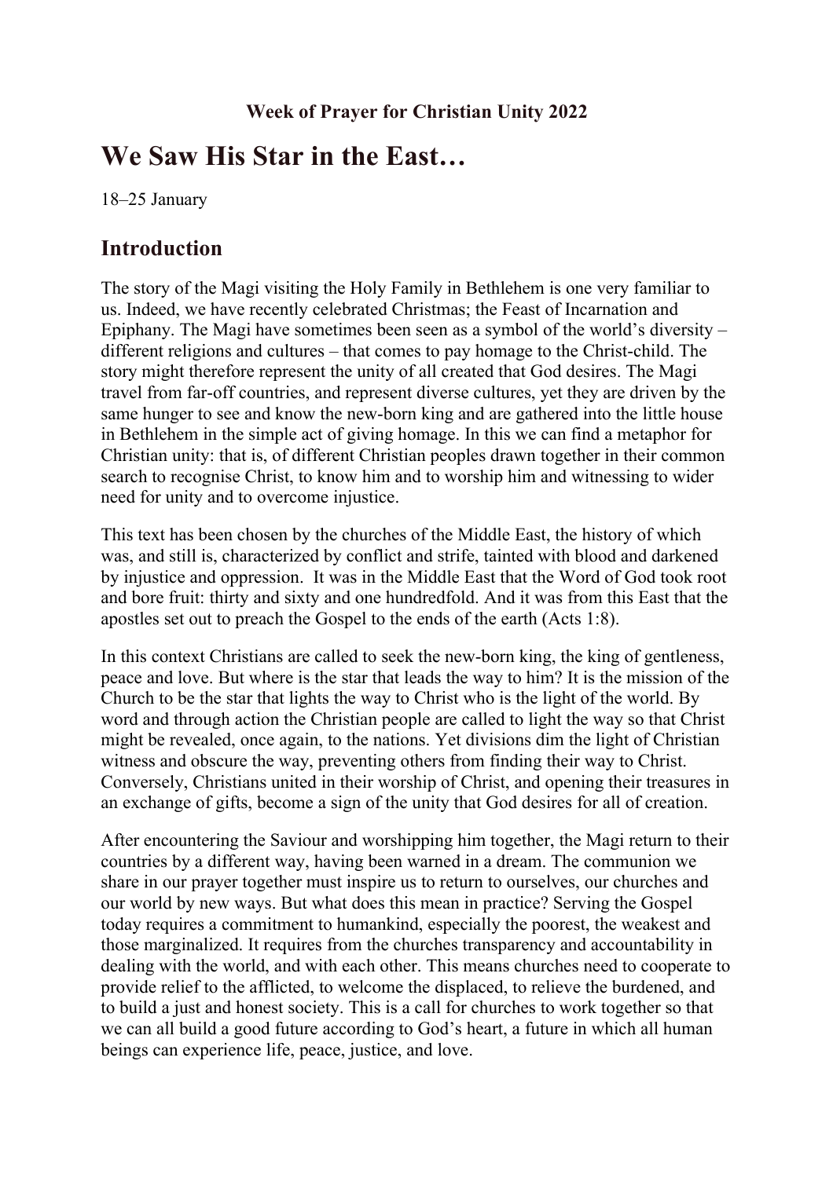**Week of Prayer for Christian Unity 2022**

# We Saw His Star in the East…

18–25 January

## Introduction

The story of the Magi visiting the Holy Family in Bethlehem is one very familiar to us. Indeed, we have recently celebrated Christmas; the Feast of Incarnation and Epiphany. The Magi have sometimes been seen as a symbol of the world's diversity – different religions and cultures – that comes to pay homage to the Christ-child. The story might therefore represent the unity of all created that God desires. The Magi travel from far-off countries, and represent diverse cultures, yet they are driven by the same hunger to see and know the new-born king and are gathered into the little house in Bethlehem in the simple act of giving homage. In this we can find a metaphor for Christian unity: that is, of different Christian peoples drawn together in their common search to recognise Christ, to know him and to worship him and witnessing to wider need for unity and to overcome injustice.

This text has been chosen by the churches of the Middle East, the history of which was, and still is, characterized by conflict and strife, tainted with blood and darkened by injustice and oppression. It was in the Middle East that the Word of God took root and bore fruit: thirty and sixty and one hundredfold. And it was from this East that the apostles set out to preach the Gospel to the ends of the earth (Acts 1:8).

In this context Christians are called to seek the new-born king, the king of gentleness, peace and love. But where is the star that leads the way to him? It is the mission of the Church to be the star that lights the way to Christ who is the light of the world. By word and through action the Christian people are called to light the way so that Christ might be revealed, once again, to the nations. Yet divisions dim the light of Christian witness and obscure the way, preventing others from finding their way to Christ. Conversely, Christians united in their worship of Christ, and opening their treasures in an exchange of gifts, become a sign of the unity that God desires for all of creation.

After encountering the Saviour and worshipping him together, the Magi return to their countries by a different way, having been warned in a dream. The communion we share in our prayer together must inspire us to return to ourselves, our churches and our world by new ways. But what does this mean in practice? Serving the Gospel today requires a commitment to humankind, especially the poorest, the weakest and those marginalized. It requires from the churches transparency and accountability in dealing with the world, and with each other. This means churches need to cooperate to provide relief to the afflicted, to welcome the displaced, to relieve the burdened, and to build a just and honest society. This is a call for churches to work together so that we can all build a good future according to God's heart, a future in which all human beings can experience life, peace, justice, and love.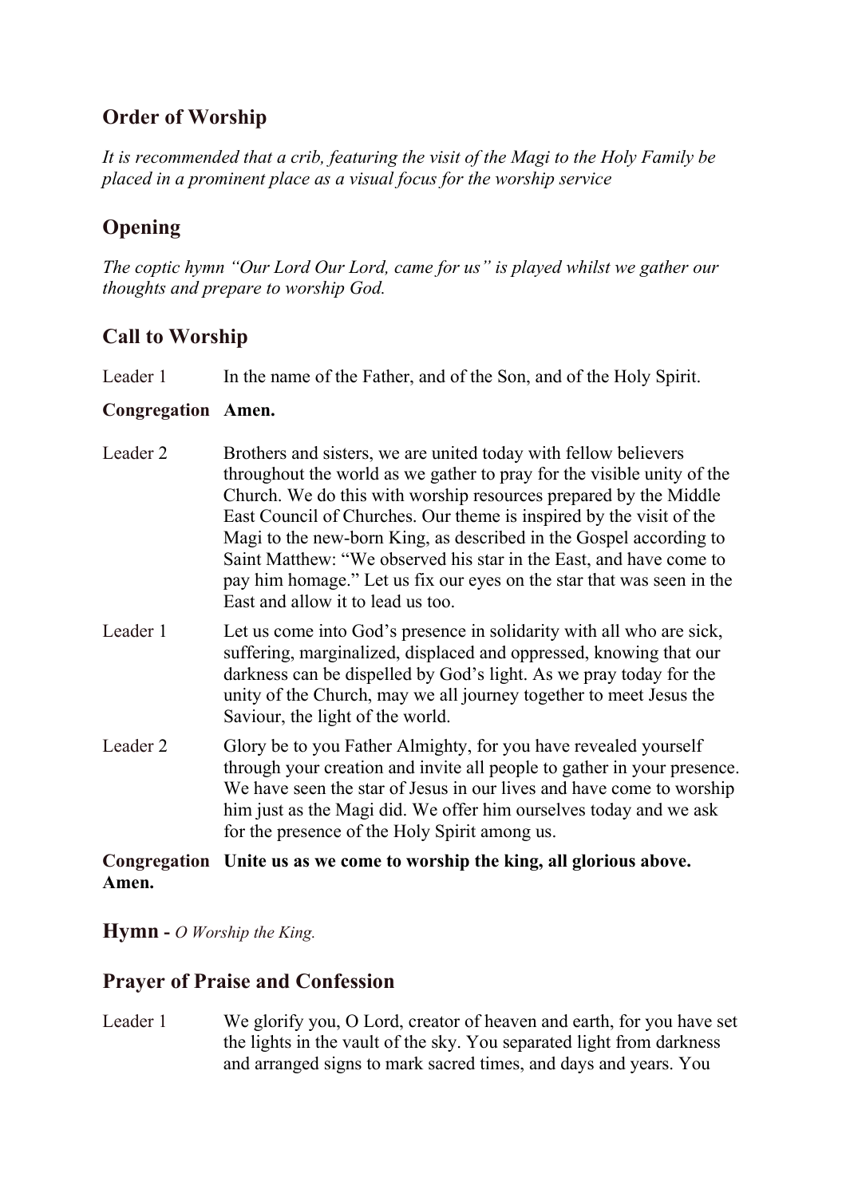## Order of Worship

*It is recommended that a crib, featuring the visit of the Magi to the Holy Family be placed in a prominent place as a visual focus for the worship service*

## Opening

*The coptic hymn "Our Lord Our Lord, came for us" is played whilst we gather our thoughts and prepare to worship God.*

## Call to Worship

Leader 1 In the name of the Father, and of the Son, and of the Holy Spirit.

**Congregation Amen.**

Leader 2 Brothers and sisters, we are united today with fellow believers throughout the world as we gather to pray for the visible unity of the Church. We do this with worship resources prepared by the Middle East Council of Churches. Our theme is inspired by the visit of the Magi to the new-born King, as described in the Gospel according to Saint Matthew: "We observed his star in the East, and have come to pay him homage." Let us fix our eyes on the star that was seen in the East and allow it to lead us too.

Leader 1 Let us come into God's presence in solidarity with all who are sick, suffering, marginalized, displaced and oppressed, knowing that our darkness can be dispelled by God's light. As we pray today for the unity of the Church, may we all journey together to meet Jesus the Saviour, the light of the world.

Leader 2 Glory be to you Father Almighty, for you have revealed yourself through your creation and invite all people to gather in your presence. We have seen the star of Jesus in our lives and have come to worship him just as the Magi did. We offer him ourselves today and we ask for the presence of the Holy Spirit among us.

**Congregation Unite us as we come to worship the king, all glorious above. Amen.**

**Hymn** - *O Worship the King.*

## Prayer of Praise and Confession

Leader 1 We glorify you, O Lord, creator of heaven and earth, for you have set the lights in the vault of the sky. You separated light from darkness and arranged signs to mark sacred times, and days and years. You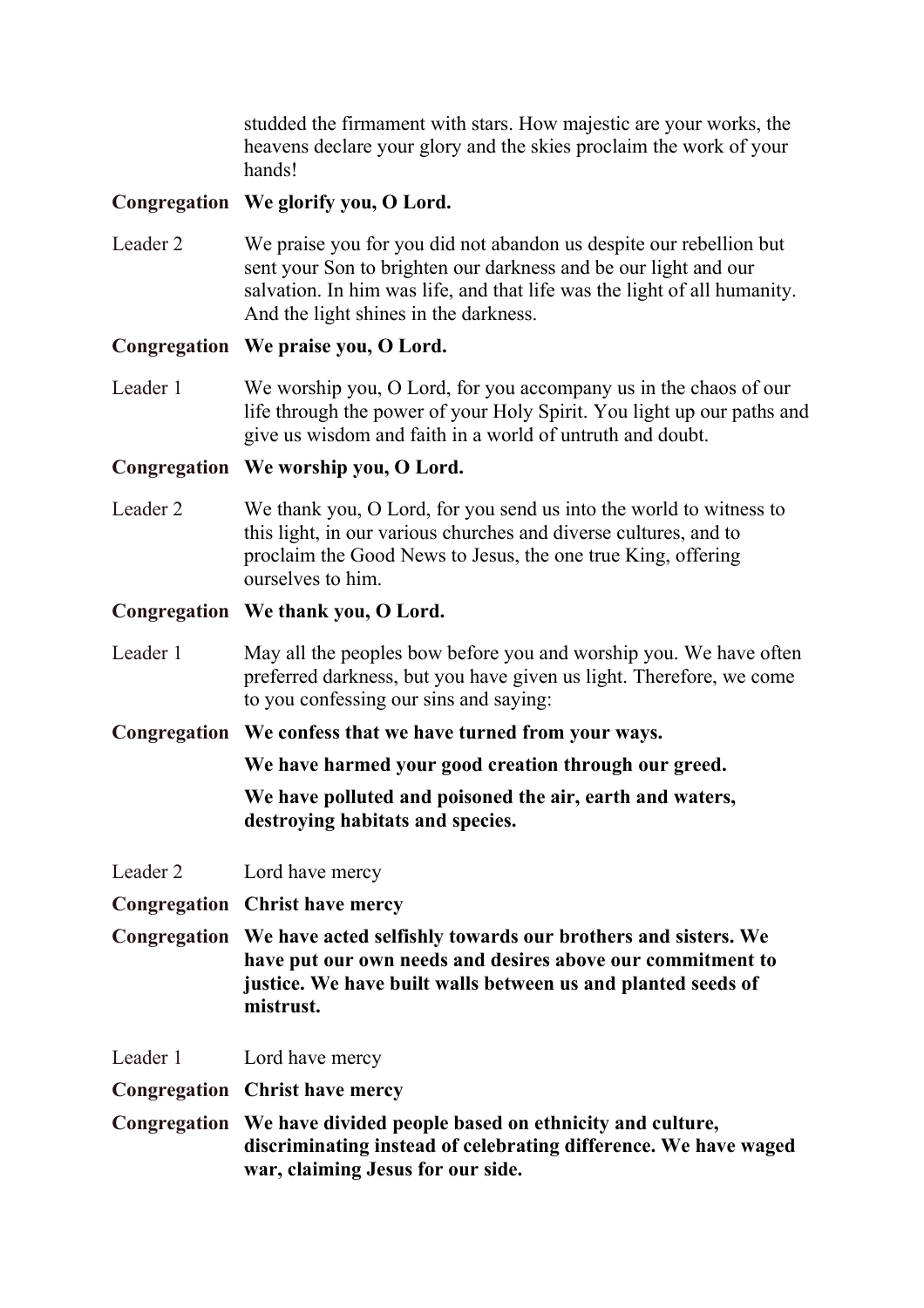studded the firmament with stars. How majestic are your works, the heavens declare your glory and the skies proclaim the work of your hands!

**Congregation** **We glorify you, O Lord.**

Leader 2 We praise you for you did not abandon us despite our rebellion but sent your Son to brighten our darkness and be our light and our salvation. In him was life, and that life was the light of all humanity. And the light shines in the darkness.

**Congregation** **We praise you, O Lord.**

Leader 1 We worship you, O Lord, for you accompany us in the chaos of our life through the power of your Holy Spirit. You light up our paths and give us wisdom and faith in a world of untruth and doubt.

**Congregation** **We worship you, O Lord.**

Leader 2 We thank you, O Lord, for you send us into the world to witness to this light, in our various churches and diverse cultures, and to proclaim the Good News to Jesus, the one true King, offering ourselves to him.

**Congregation** **We thank you, O Lord.**

Leader 1 May all the peoples bow before you and worship you. We have often preferred darkness, but you have given us light. Therefore, we come to you confessing our sins and saying:

**Congregation** **We confess that we have turned from your ways.**

**We have harmed your good creation through our greed.**

**We have polluted and poisoned the air, earth and waters, destroying habitats and species.**

Leader 2 Lord have mercy

**Congregation** **Christ have mercy**

**Congregation** **We have acted selfishly towards our brothers and sisters. We have put our own needs and desires above our commitment to justice. We have built walls between us and planted seeds of mistrust.**

Leader 1 Lord have mercy

**Congregation** **Christ have mercy**

**Congregation** **We have divided people based on ethnicity and culture, discriminating instead of celebrating difference. We have waged war, claiming Jesus for our side.**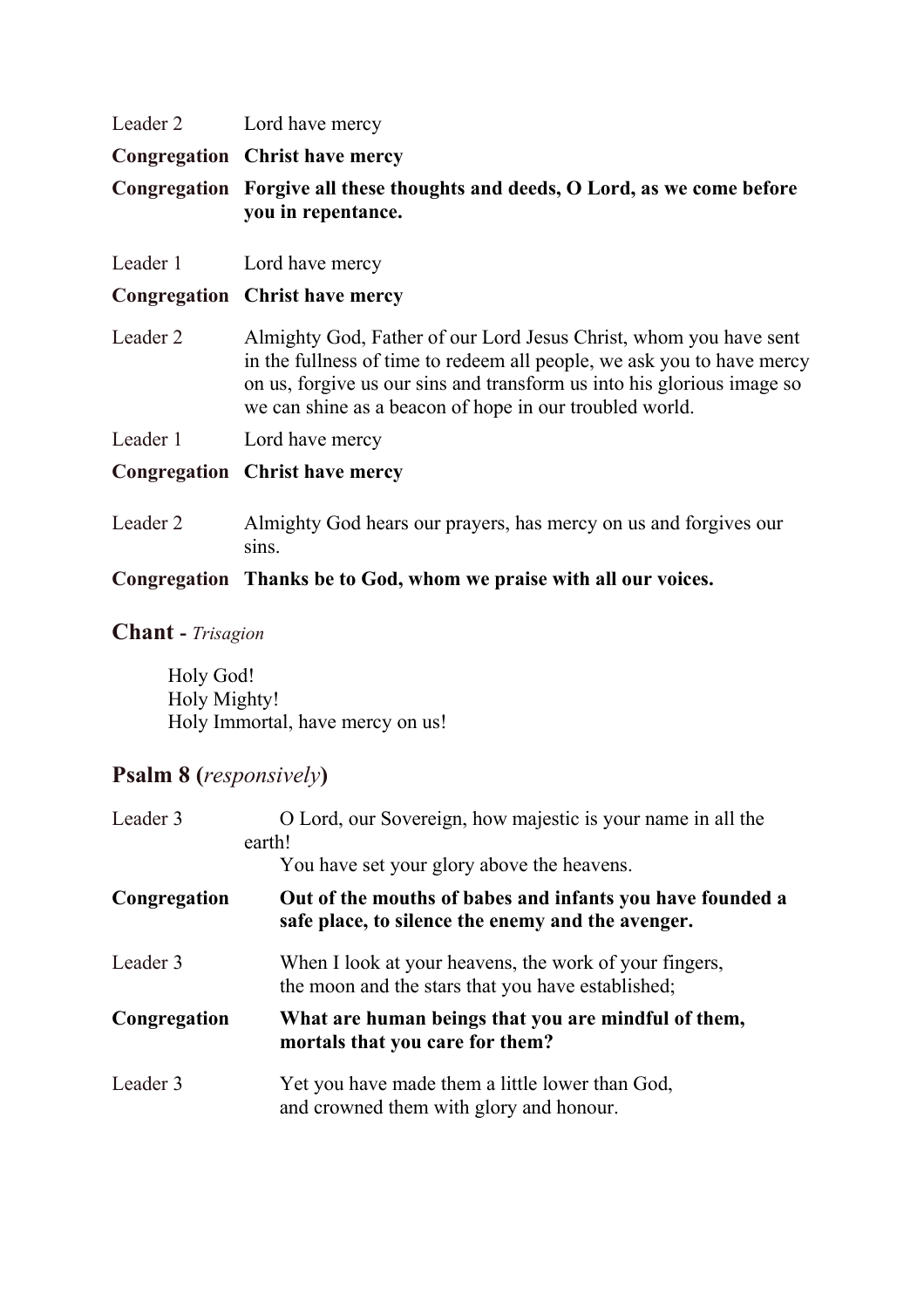Leader 2	Lord have mercy

**Congregation	Christ have mercy**

**Congregation	Forgive all these thoughts and deeds, O Lord, as we come before you in repentance.**

Leader 1	Lord have mercy

**Congregation	Christ have mercy**

Leader 2	Almighty God, Father of our Lord Jesus Christ, whom you have sent in the fullness of time to redeem all people, we ask you to have mercy on us, forgive us our sins and transform us into his glorious image so we can shine as a beacon of hope in our troubled world.

Leader 1	Lord have mercy

**Congregation	Christ have mercy**

Leader 2	Almighty God hears our prayers, has mercy on us and forgives our sins.

**Congregation	Thanks be to God, whom we praise with all our voices.**

## Chant - *Trisagion*

Holy God!
Holy Mighty!
Holy Immortal, have mercy on us!

## Psalm 8 (*responsively*)

Leader 3	O Lord, our Sovereign, how majestic is your name in all the earth!
You have set your glory above the heavens.

**Congregation	Out of the mouths of babes and infants you have founded a safe place, to silence the enemy and the avenger.**

Leader 3	When I look at your heavens, the work of your fingers,
the moon and the stars that you have established;

**Congregation	What are human beings that you are mindful of them, mortals that you care for them?**

Leader 3	Yet you have made them a little lower than God,
and crowned them with glory and honour.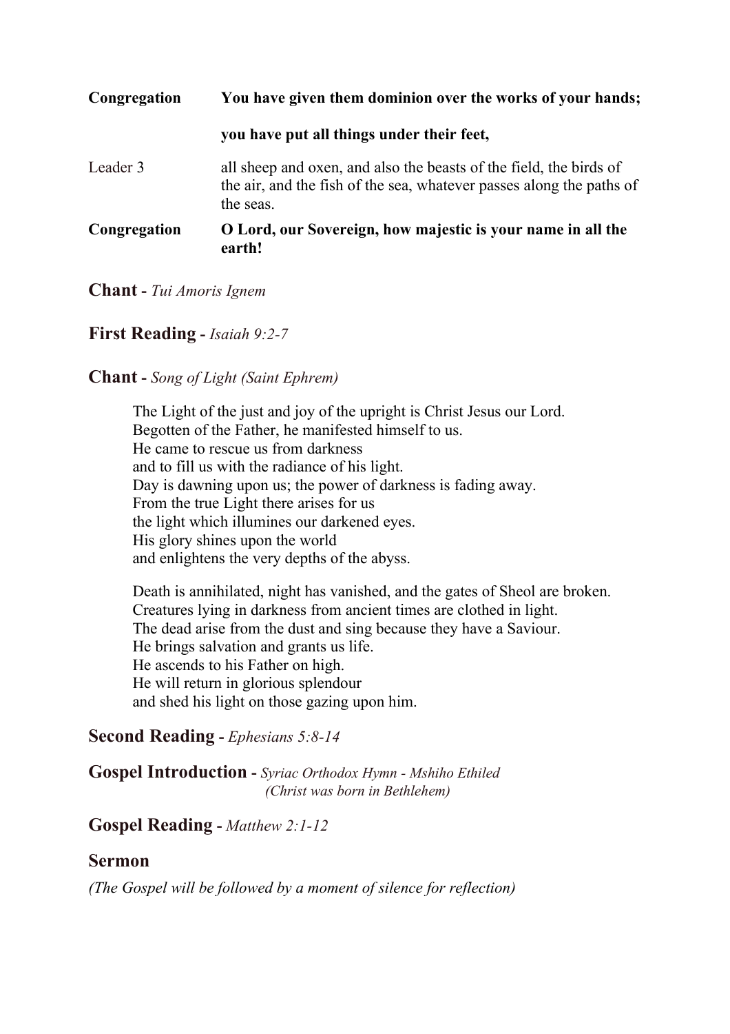| | |
|---|---|
| **Congregation** | **You have given them dominion over the works of your hands;** |
| | **you have put all things under their feet,** |
| Leader 3 | all sheep and oxen, and also the beasts of the field, the birds of the air, and the fish of the sea, whatever passes along the paths of the seas. |
| **Congregation** | **O Lord, our Sovereign, how majestic is your name in all the earth!** |

**Chant** - *Tui Amoris Ignem*

**First Reading** - *Isaiah 9:2-7*

**Chant** - *Song of Light (Saint Ephrem)*

The Light of the just and joy of the upright is Christ Jesus our Lord.
Begotten of the Father, he manifested himself to us.
He came to rescue us from darkness
and to fill us with the radiance of his light.
Day is dawning upon us; the power of darkness is fading away.
From the true Light there arises for us
the light which illumines our darkened eyes.
His glory shines upon the world
and enlightens the very depths of the abyss.

Death is annihilated, night has vanished, and the gates of Sheol are broken.
Creatures lying in darkness from ancient times are clothed in light.
The dead arise from the dust and sing because they have a Saviour.
He brings salvation and grants us life.
He ascends to his Father on high.
He will return in glorious splendour
and shed his light on those gazing upon him.

**Second Reading** - *Ephesians 5:8-14*

**Gospel Introduction** - *Syriac Orthodox Hymn - Mshiho Ethiled (Christ was born in Bethlehem)*

**Gospel Reading** - *Matthew 2:1-12*

**Sermon**

*(The Gospel will be followed by a moment of silence for reflection)*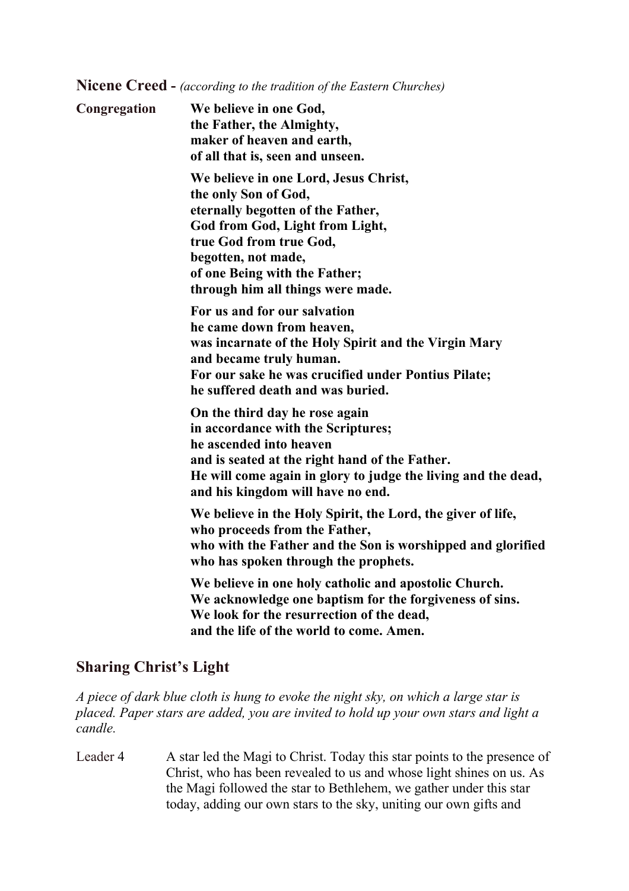## Nicene Creed - *(according to the tradition of the Eastern Churches)*

Congregation

**We believe in one God,**
**the Father, the Almighty,**
**maker of heaven and earth,**
**of all that is, seen and unseen.**

**We believe in one Lord, Jesus Christ,**
**the only Son of God,**
**eternally begotten of the Father,**
**God from God, Light from Light,**
**true God from true God,**
**begotten, not made,**
**of one Being with the Father;**
**through him all things were made.**

**For us and for our salvation**
**he came down from heaven,**
**was incarnate of the Holy Spirit and the Virgin Mary**
**and became truly human.**
**For our sake he was crucified under Pontius Pilate;**
**he suffered death and was buried.**

**On the third day he rose again**
**in accordance with the Scriptures;**
**he ascended into heaven**
**and is seated at the right hand of the Father.**
**He will come again in glory to judge the living and the dead,**
**and his kingdom will have no end.**

**We believe in the Holy Spirit, the Lord, the giver of life,**
**who proceeds from the Father,**
**who with the Father and the Son is worshipped and glorified**
**who has spoken through the prophets.**

**We believe in one holy catholic and apostolic Church.**
**We acknowledge one baptism for the forgiveness of sins.**
**We look for the resurrection of the dead,**
**and the life of the world to come. Amen.**

## Sharing Christ's Light

*A piece of dark blue cloth is hung to evoke the night sky, on which a large star is placed. Paper stars are added, you are invited to hold up your own stars and light a candle.*

Leader 4 A star led the Magi to Christ. Today this star points to the presence of Christ, who has been revealed to us and whose light shines on us. As the Magi followed the star to Bethlehem, we gather under this star today, adding our own stars to the sky, uniting our own gifts and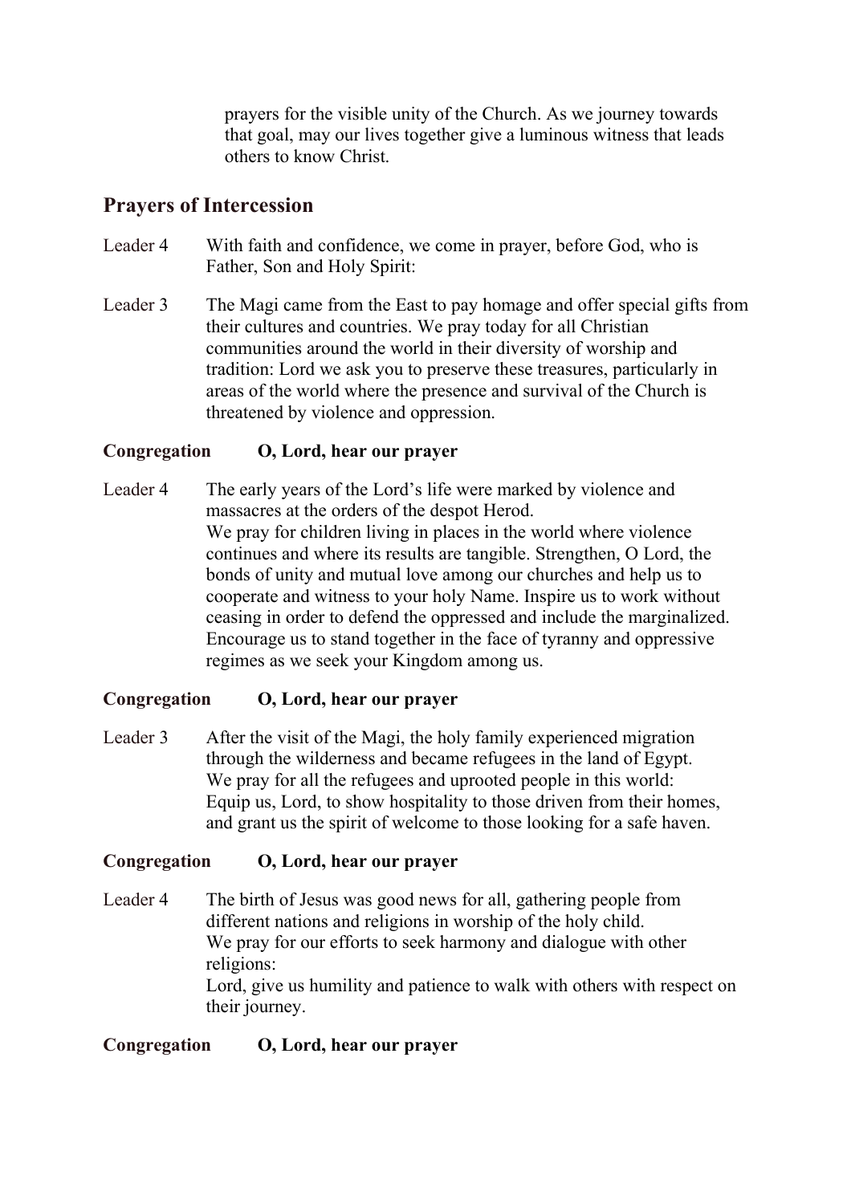prayers for the visible unity of the Church. As we journey towards that goal, may our lives together give a luminous witness that leads others to know Christ.

## Prayers of Intercession

Leader 4 With faith and confidence, we come in prayer, before God, who is Father, Son and Holy Spirit:

Leader 3 The Magi came from the East to pay homage and offer special gifts from their cultures and countries. We pray today for all Christian communities around the world in their diversity of worship and tradition: Lord we ask you to preserve these treasures, particularly in areas of the world where the presence and survival of the Church is threatened by violence and oppression.

**Congregation O, Lord, hear our prayer**

Leader 4 The early years of the Lord's life were marked by violence and massacres at the orders of the despot Herod.
We pray for children living in places in the world where violence continues and where its results are tangible. Strengthen, O Lord, the bonds of unity and mutual love among our churches and help us to cooperate and witness to your holy Name. Inspire us to work without ceasing in order to defend the oppressed and include the marginalized. Encourage us to stand together in the face of tyranny and oppressive regimes as we seek your Kingdom among us.

**Congregation O, Lord, hear our prayer**

Leader 3 After the visit of the Magi, the holy family experienced migration through the wilderness and became refugees in the land of Egypt.
We pray for all the refugees and uprooted people in this world:
Equip us, Lord, to show hospitality to those driven from their homes, and grant us the spirit of welcome to those looking for a safe haven.

**Congregation O, Lord, hear our prayer**

Leader 4 The birth of Jesus was good news for all, gathering people from different nations and religions in worship of the holy child.
We pray for our efforts to seek harmony and dialogue with other religions:
Lord, give us humility and patience to walk with others with respect on their journey.

**Congregation O, Lord, hear our prayer**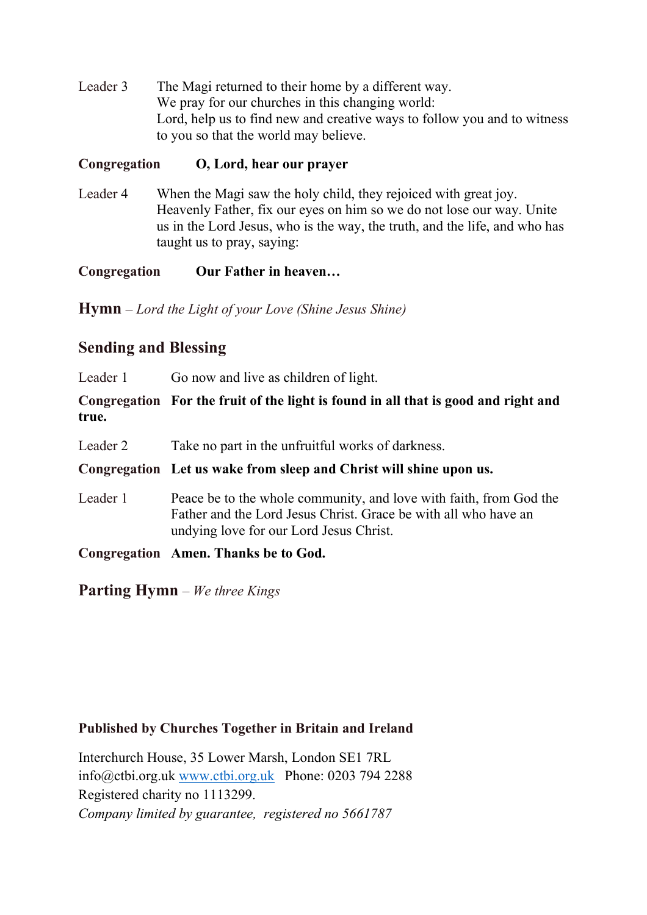Leader 3 The Magi returned to their home by a different way.
We pray for our churches in this changing world:
Lord, help us to find new and creative ways to follow you and to witness to you so that the world may believe.

**Congregation** **O, Lord, hear our prayer**

Leader 4 When the Magi saw the holy child, they rejoiced with great joy. Heavenly Father, fix our eyes on him so we do not lose our way. Unite us in the Lord Jesus, who is the way, the truth, and the life, and who has taught us to pray, saying:

**Congregation** **Our Father in heaven…**

**Hymn** – *Lord the Light of your Love (Shine Jesus Shine)*

## Sending and Blessing

Leader 1 Go now and live as children of light.

**Congregation** **For the fruit of the light is found in all that is good and right and true.**

Leader 2 Take no part in the unfruitful works of darkness.

**Congregation** **Let us wake from sleep and Christ will shine upon us.**

Leader 1 Peace be to the whole community, and love with faith, from God the Father and the Lord Jesus Christ. Grace be with all who have an undying love for our Lord Jesus Christ.

**Congregation** **Amen. Thanks be to God.**

**Parting Hymn** – *We three Kings*

**Published by Churches Together in Britain and Ireland**

Interchurch House, 35 Lower Marsh, London SE1 7RL
info@ctbi.org.uk www.ctbi.org.uk Phone: 0203 794 2288
Registered charity no 1113299.
*Company limited by guarantee, registered no 5661787*